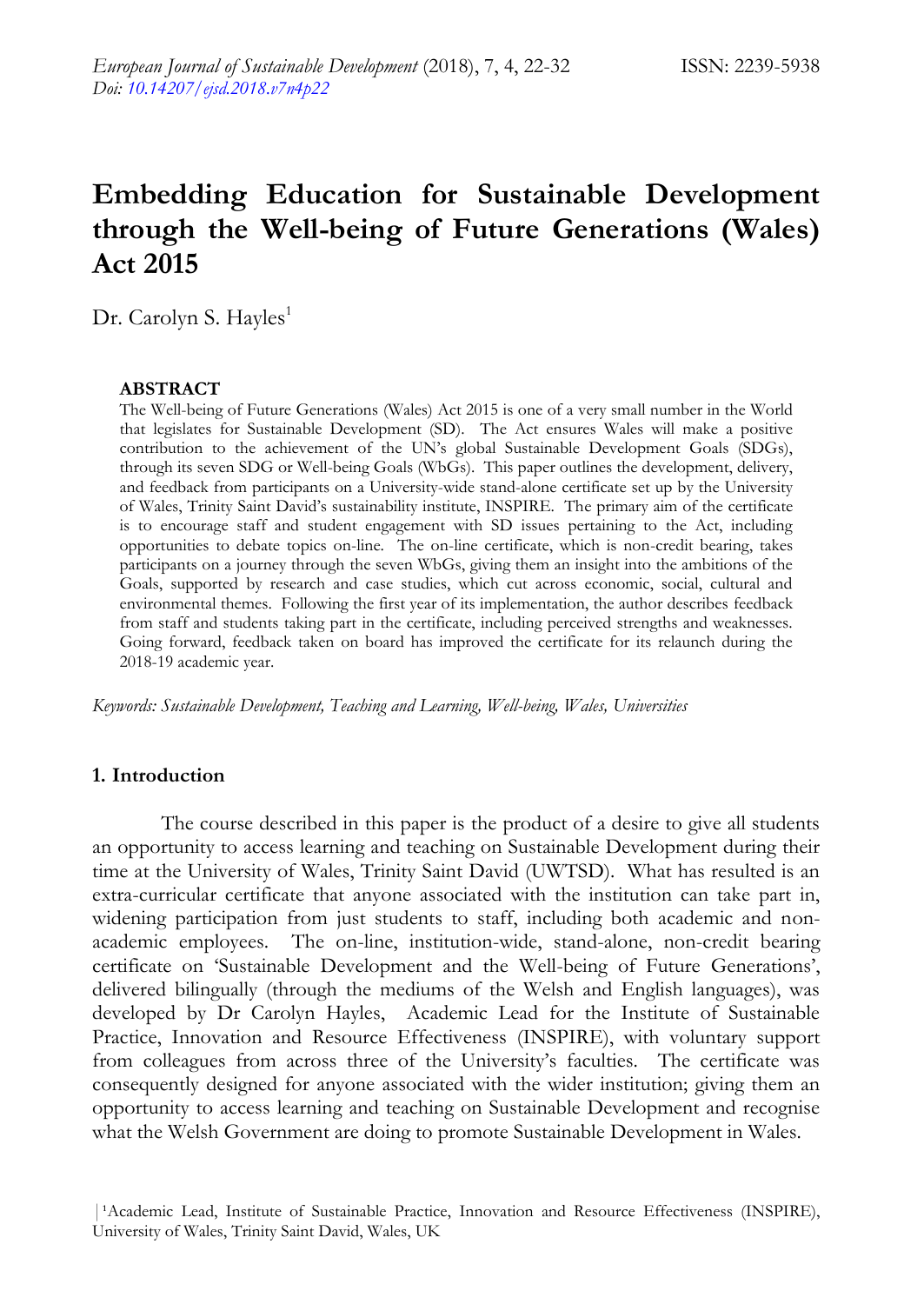# Embedding Education for Sustainable Development through the Well-being of Future Generations (Wales) Act 2015

Dr. Carolyn S. Hayles[1]

**ABSTRACT**

The Well-being of Future Generations (Wales) Act 2015 is one of a very small number in the World that legislates for Sustainable Development (SD). The Act ensures Wales will make a positive contribution to the achievement of the UN's global Sustainable Development Goals (SDGs), through its seven SDG or Well-being Goals (WbGs). This paper outlines the development, delivery, and feedback from participants on a University-wide stand-alone certificate set up by the University of Wales, Trinity Saint David's sustainability institute, INSPIRE. The primary aim of the certificate is to encourage staff and student engagement with SD issues pertaining to the Act, including opportunities to debate topics on-line. The on-line certificate, which is non-credit bearing, takes participants on a journey through the seven WbGs, giving them an insight into the ambitions of the Goals, supported by research and case studies, which cut across economic, social, cultural and environmental themes. Following the first year of its implementation, the author describes feedback from staff and students taking part in the certificate, including perceived strengths and weaknesses. Going forward, feedback taken on board has improved the certificate for its relaunch during the 2018-19 academic year.

*Keywords: Sustainable Development, Teaching and Learning, Well-being, Wales, Universities*

## 1. Introduction

The course described in this paper is the product of a desire to give all students an opportunity to access learning and teaching on Sustainable Development during their time at the University of Wales, Trinity Saint David (UWTSD). What has resulted is an extra-curricular certificate that anyone associated with the institution can take part in, widening participation from just students to staff, including both academic and non-academic employees. The on-line, institution-wide, stand-alone, non-credit bearing certificate on 'Sustainable Development and the Well-being of Future Generations', delivered bilingually (through the mediums of the Welsh and English languages), was developed by Dr Carolyn Hayles, Academic Lead for the Institute of Sustainable Practice, Innovation and Resource Effectiveness (INSPIRE), with voluntary support from colleagues from across three of the University's faculties. The certificate was consequently designed for anyone associated with the wider institution; giving them an opportunity to access learning and teaching on Sustainable Development and recognise what the Welsh Government are doing to promote Sustainable Development in Wales.

[1]Academic Lead, Institute of Sustainable Practice, Innovation and Resource Effectiveness (INSPIRE), University of Wales, Trinity Saint David, Wales, UK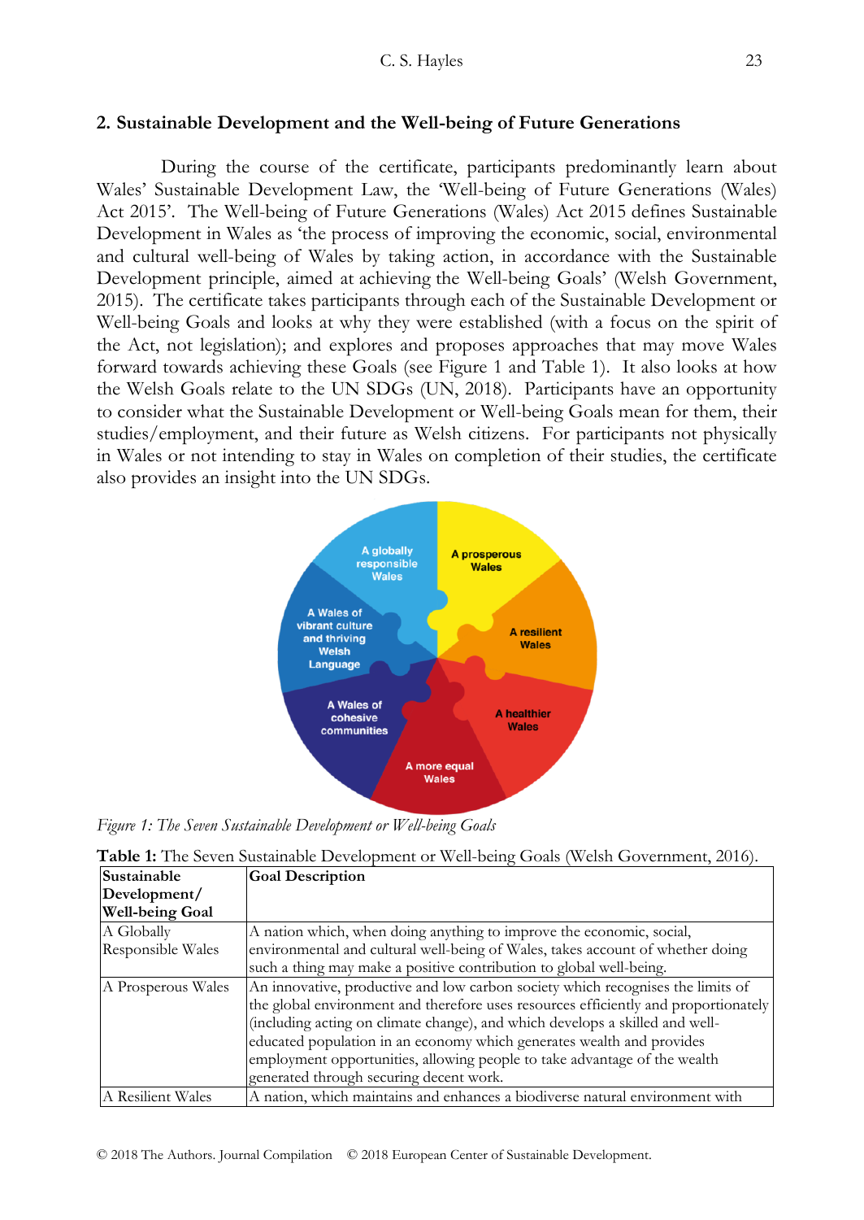## 2. Sustainable Development and the Well-being of Future Generations

During the course of the certificate, participants predominantly learn about Wales' Sustainable Development Law, the 'Well-being of Future Generations (Wales) Act 2015'. The Well-being of Future Generations (Wales) Act 2015 defines Sustainable Development in Wales as 'the process of improving the economic, social, environmental and cultural well-being of Wales by taking action, in accordance with the Sustainable Development principle, aimed at achieving the Well-being Goals' (Welsh Government, 2015). The certificate takes participants through each of the Sustainable Development or Well-being Goals and looks at why they were established (with a focus on the spirit of the Act, not legislation); and explores and proposes approaches that may move Wales forward towards achieving these Goals (see Figure 1 and Table 1). It also looks at how the Welsh Goals relate to the UN SDGs (UN, 2018). Participants have an opportunity to consider what the Sustainable Development or Well-being Goals mean for them, their studies/employment, and their future as Welsh citizens. For participants not physically in Wales or not intending to stay in Wales on completion of their studies, the certificate also provides an insight into the UN SDGs.

A globally responsible Wales

A prosperous Wales

A resilient Wales

A Wales of vibrant culture and thriving Welsh Language

A healthier Wales

A Wales of cohesive communities

A more equal Wales

*Figure 1: The Seven Sustainable Development or Well-being Goals*

**Table 1:** The Seven Sustainable Development or Well-being Goals (Welsh Government, 2016).

| Sustainable Development/ Well-being Goal | Goal Description |
|---|---|
| A Globally Responsible Wales | A nation which, when doing anything to improve the economic, social, environmental and cultural well-being of Wales, takes account of whether doing such a thing may make a positive contribution to global well-being. |
| A Prosperous Wales | An innovative, productive and low carbon society which recognises the limits of the global environment and therefore uses resources efficiently and proportionately (including acting on climate change), and which develops a skilled and well-educated population in an economy which generates wealth and provides employment opportunities, allowing people to take advantage of the wealth generated through securing decent work. |
| A Resilient Wales | A nation, which maintains and enhances a biodiverse natural environment with |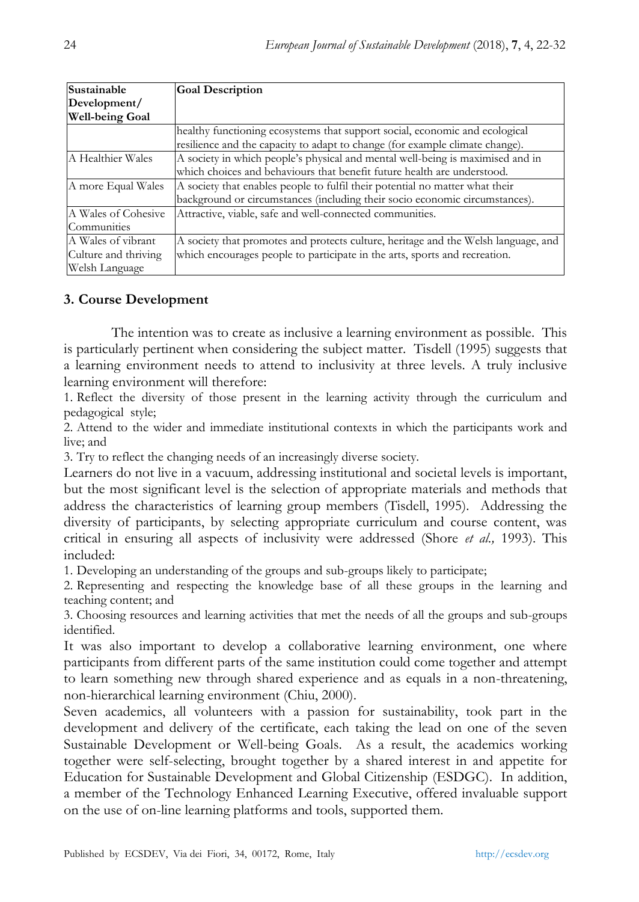| Sustainable Development/ Well-being Goal | Goal Description |
|---|---|
| | healthy functioning ecosystems that support social, economic and ecological resilience and the capacity to adapt to change (for example climate change). |
| A Healthier Wales | A society in which people's physical and mental well-being is maximised and in which choices and behaviours that benefit future health are understood. |
| A more Equal Wales | A society that enables people to fulfil their potential no matter what their background or circumstances (including their socio economic circumstances). |
| A Wales of Cohesive Communities | Attractive, viable, safe and well-connected communities. |
| A Wales of vibrant Culture and thriving Welsh Language | A society that promotes and protects culture, heritage and the Welsh language, and which encourages people to participate in the arts, sports and recreation. |

## 3. Course Development

The intention was to create as inclusive a learning environment as possible. This is particularly pertinent when considering the subject matter. Tisdell (1995) suggests that a learning environment needs to attend to inclusivity at three levels. A truly inclusive learning environment will therefore:

1. Reflect the diversity of those present in the learning activity through the curriculum and pedagogical style;
2. Attend to the wider and immediate institutional contexts in which the participants work and live; and
3. Try to reflect the changing needs of an increasingly diverse society.

Learners do not live in a vacuum, addressing institutional and societal levels is important, but the most significant level is the selection of appropriate materials and methods that address the characteristics of learning group members (Tisdell, 1995). Addressing the diversity of participants, by selecting appropriate curriculum and course content, was critical in ensuring all aspects of inclusivity were addressed (Shore *et al.,* 1993). This included:

1. Developing an understanding of the groups and sub-groups likely to participate;
2. Representing and respecting the knowledge base of all these groups in the learning and teaching content; and
3. Choosing resources and learning activities that met the needs of all the groups and sub-groups identified.

It was also important to develop a collaborative learning environment, one where participants from different parts of the same institution could come together and attempt to learn something new through shared experience and as equals in a non-threatening, non-hierarchical learning environment (Chiu, 2000).

Seven academics, all volunteers with a passion for sustainability, took part in the development and delivery of the certificate, each taking the lead on one of the seven Sustainable Development or Well-being Goals. As a result, the academics working together were self-selecting, brought together by a shared interest in and appetite for Education for Sustainable Development and Global Citizenship (ESDGC). In addition, a member of the Technology Enhanced Learning Executive, offered invaluable support on the use of on-line learning platforms and tools, supported them.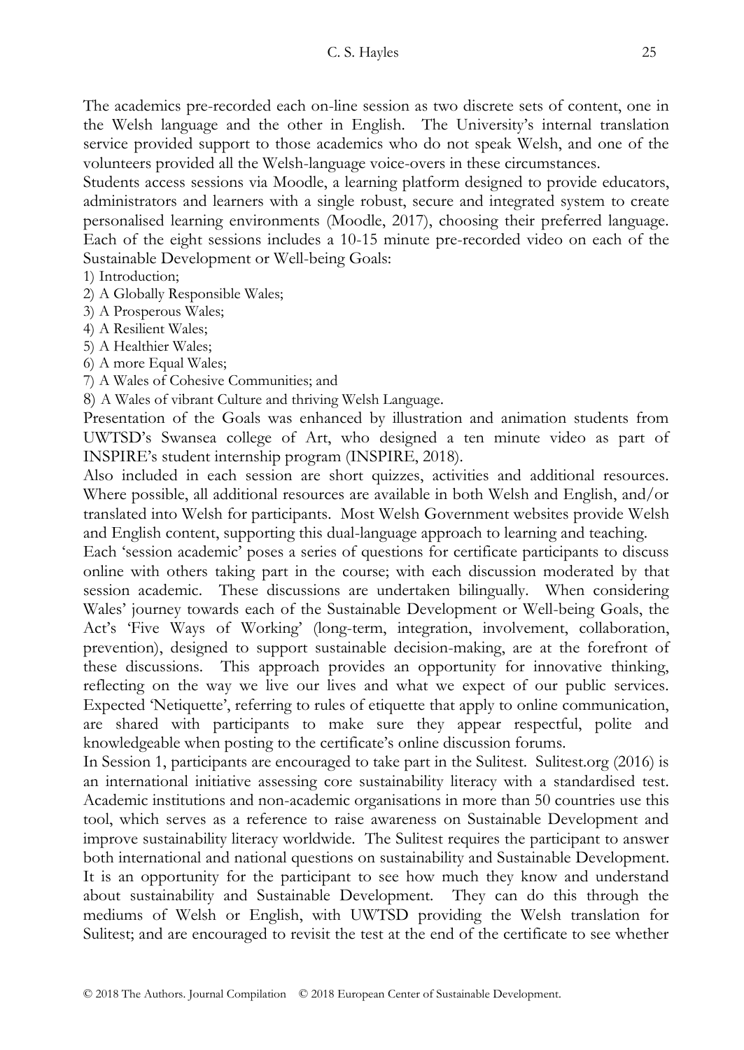The academics pre-recorded each on-line session as two discrete sets of content, one in the Welsh language and the other in English. The University's internal translation service provided support to those academics who do not speak Welsh, and one of the volunteers provided all the Welsh-language voice-overs in these circumstances.

Students access sessions via Moodle, a learning platform designed to provide educators, administrators and learners with a single robust, secure and integrated system to create personalised learning environments (Moodle, 2017), choosing their preferred language. Each of the eight sessions includes a 10-15 minute pre-recorded video on each of the Sustainable Development or Well-being Goals:

1) Introduction;
2) A Globally Responsible Wales;
3) A Prosperous Wales;
4) A Resilient Wales;
5) A Healthier Wales;
6) A more Equal Wales;
7) A Wales of Cohesive Communities; and
8) A Wales of vibrant Culture and thriving Welsh Language.

Presentation of the Goals was enhanced by illustration and animation students from UWTSD's Swansea college of Art, who designed a ten minute video as part of INSPIRE's student internship program (INSPIRE, 2018).

Also included in each session are short quizzes, activities and additional resources. Where possible, all additional resources are available in both Welsh and English, and/or translated into Welsh for participants. Most Welsh Government websites provide Welsh and English content, supporting this dual-language approach to learning and teaching.

Each 'session academic' poses a series of questions for certificate participants to discuss online with others taking part in the course; with each discussion moderated by that session academic. These discussions are undertaken bilingually. When considering Wales' journey towards each of the Sustainable Development or Well-being Goals, the Act's 'Five Ways of Working' (long-term, integration, involvement, collaboration, prevention), designed to support sustainable decision-making, are at the forefront of these discussions. This approach provides an opportunity for innovative thinking, reflecting on the way we live our lives and what we expect of our public services. Expected 'Netiquette', referring to rules of etiquette that apply to online communication, are shared with participants to make sure they appear respectful, polite and knowledgeable when posting to the certificate's online discussion forums.

In Session 1, participants are encouraged to take part in the Sulitest. Sulitest.org (2016) is an international initiative assessing core sustainability literacy with a standardised test. Academic institutions and non-academic organisations in more than 50 countries use this tool, which serves as a reference to raise awareness on Sustainable Development and improve sustainability literacy worldwide. The Sulitest requires the participant to answer both international and national questions on sustainability and Sustainable Development. It is an opportunity for the participant to see how much they know and understand about sustainability and Sustainable Development. They can do this through the mediums of Welsh or English, with UWTSD providing the Welsh translation for Sulitest; and are encouraged to revisit the test at the end of the certificate to see whether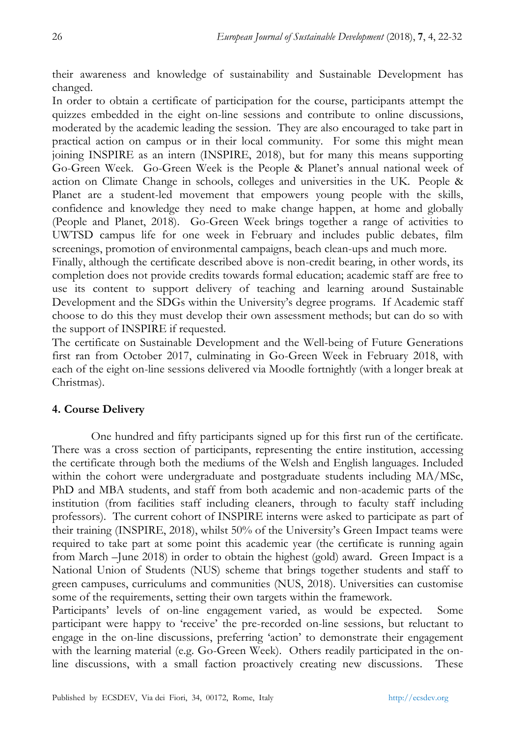their awareness and knowledge of sustainability and Sustainable Development has changed.

In order to obtain a certificate of participation for the course, participants attempt the quizzes embedded in the eight on-line sessions and contribute to online discussions, moderated by the academic leading the session. They are also encouraged to take part in practical action on campus or in their local community. For some this might mean joining INSPIRE as an intern (INSPIRE, 2018), but for many this means supporting Go-Green Week. Go-Green Week is the People & Planet's annual national week of action on Climate Change in schools, colleges and universities in the UK. People & Planet are a student-led movement that empowers young people with the skills, confidence and knowledge they need to make change happen, at home and globally (People and Planet, 2018). Go-Green Week brings together a range of activities to UWTSD campus life for one week in February and includes public debates, film screenings, promotion of environmental campaigns, beach clean-ups and much more.

Finally, although the certificate described above is non-credit bearing, in other words, its completion does not provide credits towards formal education; academic staff are free to use its content to support delivery of teaching and learning around Sustainable Development and the SDGs within the University's degree programs. If Academic staff choose to do this they must develop their own assessment methods; but can do so with the support of INSPIRE if requested.

The certificate on Sustainable Development and the Well-being of Future Generations first ran from October 2017, culminating in Go-Green Week in February 2018, with each of the eight on-line sessions delivered via Moodle fortnightly (with a longer break at Christmas).

## 4. Course Delivery

One hundred and fifty participants signed up for this first run of the certificate. There was a cross section of participants, representing the entire institution, accessing the certificate through both the mediums of the Welsh and English languages. Included within the cohort were undergraduate and postgraduate students including MA/MSc, PhD and MBA students, and staff from both academic and non-academic parts of the institution (from facilities staff including cleaners, through to faculty staff including professors). The current cohort of INSPIRE interns were asked to participate as part of their training (INSPIRE, 2018), whilst 50% of the University's Green Impact teams were required to take part at some point this academic year (the certificate is running again from March –June 2018) in order to obtain the highest (gold) award. Green Impact is a National Union of Students (NUS) scheme that brings together students and staff to green campuses, curriculums and communities (NUS, 2018). Universities can customise some of the requirements, setting their own targets within the framework.

Participants' levels of on-line engagement varied, as would be expected. Some participant were happy to 'receive' the pre-recorded on-line sessions, but reluctant to engage in the on-line discussions, preferring 'action' to demonstrate their engagement with the learning material (e.g. Go-Green Week). Others readily participated in the on-line discussions, with a small faction proactively creating new discussions. These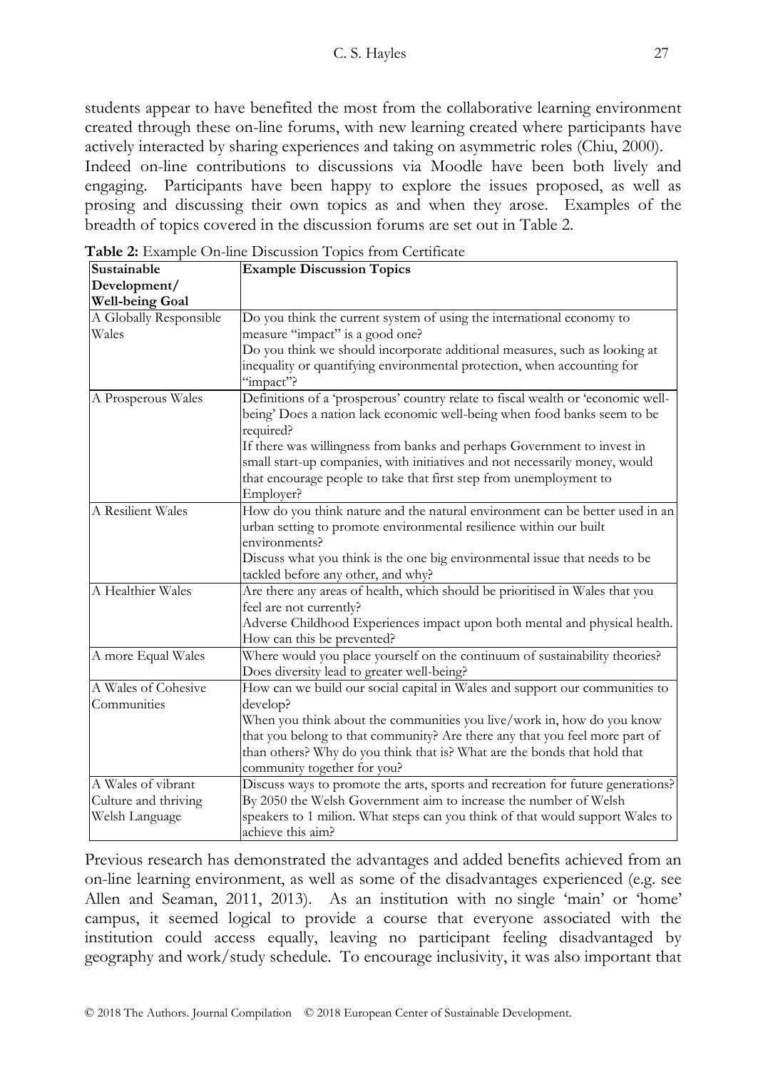students appear to have benefited the most from the collaborative learning environment created through these on-line forums, with new learning created where participants have actively interacted by sharing experiences and taking on asymmetric roles (Chiu, 2000).

Indeed on-line contributions to discussions via Moodle have been both lively and engaging. Participants have been happy to explore the issues proposed, as well as prosing and discussing their own topics as and when they arose. Examples of the breadth of topics covered in the discussion forums are set out in Table 2.

**Table 2:** Example On-line Discussion Topics from Certificate

| **Sustainable Development/ Well-being Goal** | **Example Discussion Topics** |
|---|---|
| A Globally Responsible Wales | Do you think the current system of using the international economy to measure "impact" is a good one?<br>Do you think we should incorporate additional measures, such as looking at inequality or quantifying environmental protection, when accounting for "impact"? |
| A Prosperous Wales | Definitions of a 'prosperous' country relate to fiscal wealth or 'economic well-being' Does a nation lack economic well-being when food banks seem to be required?<br>If there was willingness from banks and perhaps Government to invest in small start-up companies, with initiatives and not necessarily money, would that encourage people to take that first step from unemployment to Employer? |
| A Resilient Wales | How do you think nature and the natural environment can be better used in an urban setting to promote environmental resilience within our built environments?<br>Discuss what you think is the one big environmental issue that needs to be tackled before any other, and why? |
| A Healthier Wales | Are there any areas of health, which should be prioritised in Wales that you feel are not currently?<br>Adverse Childhood Experiences impact upon both mental and physical health. How can this be prevented? |
| A more Equal Wales | Where would you place yourself on the continuum of sustainability theories?<br>Does diversity lead to greater well-being? |
| A Wales of Cohesive Communities | How can we build our social capital in Wales and support our communities to develop?<br>When you think about the communities you live/work in, how do you know that you belong to that community? Are there any that you feel more part of than others? Why do you think that is? What are the bonds that hold that community together for you? |
| A Wales of vibrant Culture and thriving Welsh Language | Discuss ways to promote the arts, sports and recreation for future generations?<br>By 2050 the Welsh Government aim to increase the number of Welsh speakers to 1 milion. What steps can you think of that would support Wales to achieve this aim? |

Previous research has demonstrated the advantages and added benefits achieved from an on-line learning environment, as well as some of the disadvantages experienced (e.g. see Allen and Seaman, 2011, 2013). As an institution with no single 'main' or 'home' campus, it seemed logical to provide a course that everyone associated with the institution could access equally, leaving no participant feeling disadvantaged by geography and work/study schedule. To encourage inclusivity, it was also important that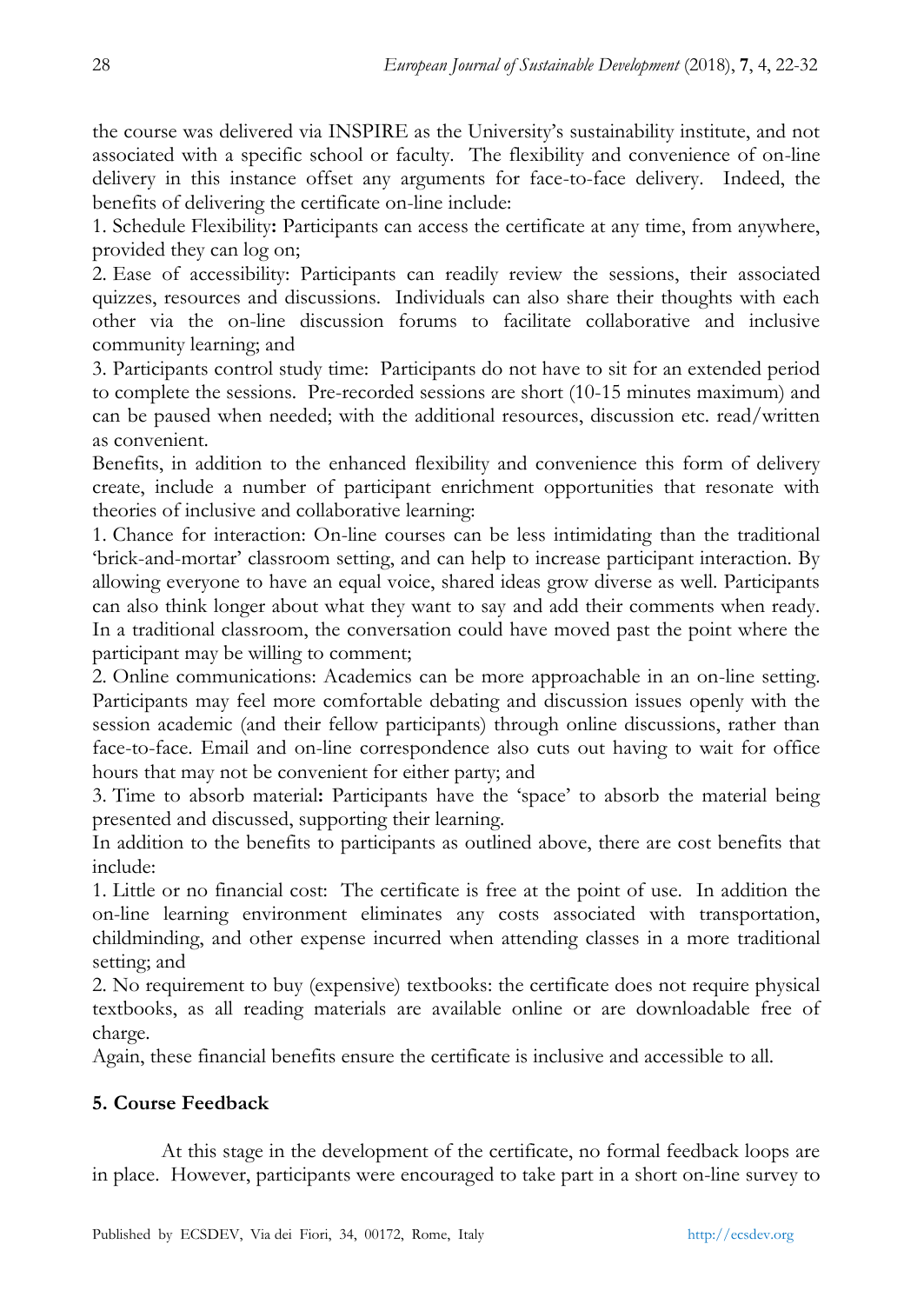the course was delivered via INSPIRE as the University's sustainability institute, and not associated with a specific school or faculty. The flexibility and convenience of on-line delivery in this instance offset any arguments for face-to-face delivery. Indeed, the benefits of delivering the certificate on-line include:

1. Schedule Flexibility**:** Participants can access the certificate at any time, from anywhere, provided they can log on;
2. Ease of accessibility: Participants can readily review the sessions, their associated quizzes, resources and discussions. Individuals can also share their thoughts with each other via the on-line discussion forums to facilitate collaborative and inclusive community learning; and
3. Participants control study time: Participants do not have to sit for an extended period to complete the sessions. Pre-recorded sessions are short (10-15 minutes maximum) and can be paused when needed; with the additional resources, discussion etc. read/written as convenient.

Benefits, in addition to the enhanced flexibility and convenience this form of delivery create, include a number of participant enrichment opportunities that resonate with theories of inclusive and collaborative learning:

1. Chance for interaction: On-line courses can be less intimidating than the traditional 'brick-and-mortar' classroom setting, and can help to increase participant interaction. By allowing everyone to have an equal voice, shared ideas grow diverse as well. Participants can also think longer about what they want to say and add their comments when ready. In a traditional classroom, the conversation could have moved past the point where the participant may be willing to comment;
2. Online communications: Academics can be more approachable in an on-line setting. Participants may feel more comfortable debating and discussion issues openly with the session academic (and their fellow participants) through online discussions, rather than face-to-face. Email and on-line correspondence also cuts out having to wait for office hours that may not be convenient for either party; and
3. Time to absorb material**:** Participants have the 'space' to absorb the material being presented and discussed, supporting their learning.

In addition to the benefits to participants as outlined above, there are cost benefits that include:

1. Little or no financial cost: The certificate is free at the point of use. In addition the on-line learning environment eliminates any costs associated with transportation, childminding, and other expense incurred when attending classes in a more traditional setting; and
2. No requirement to buy (expensive) textbooks: the certificate does not require physical textbooks, as all reading materials are available online or are downloadable free of charge.

Again, these financial benefits ensure the certificate is inclusive and accessible to all.

## 5. Course Feedback

At this stage in the development of the certificate, no formal feedback loops are in place. However, participants were encouraged to take part in a short on-line survey to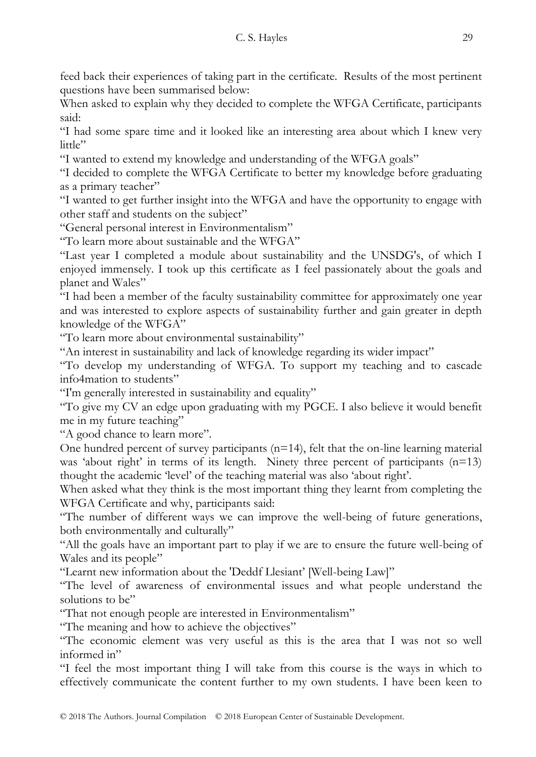feed back their experiences of taking part in the certificate. Results of the most pertinent questions have been summarised below:

When asked to explain why they decided to complete the WFGA Certificate, participants said:

"I had some spare time and it looked like an interesting area about which I knew very little"

"I wanted to extend my knowledge and understanding of the WFGA goals"

"I decided to complete the WFGA Certificate to better my knowledge before graduating as a primary teacher"

"I wanted to get further insight into the WFGA and have the opportunity to engage with other staff and students on the subject"

"General personal interest in Environmentalism"

"To learn more about sustainable and the WFGA"

"Last year I completed a module about sustainability and the UNSDG's, of which I enjoyed immensely. I took up this certificate as I feel passionately about the goals and planet and Wales"

"I had been a member of the faculty sustainability committee for approximately one year and was interested to explore aspects of sustainability further and gain greater in depth knowledge of the WFGA"

"To learn more about environmental sustainability"

"An interest in sustainability and lack of knowledge regarding its wider impact"

"To develop my understanding of WFGA. To support my teaching and to cascade info4mation to students"

"I'm generally interested in sustainability and equality"

"To give my CV an edge upon graduating with my PGCE. I also believe it would benefit me in my future teaching"

"A good chance to learn more".

One hundred percent of survey participants (n=14), felt that the on-line learning material was 'about right' in terms of its length. Ninety three percent of participants (n=13) thought the academic 'level' of the teaching material was also 'about right'.

When asked what they think is the most important thing they learnt from completing the WFGA Certificate and why, participants said:

"The number of different ways we can improve the well-being of future generations, both environmentally and culturally"

"All the goals have an important part to play if we are to ensure the future well-being of Wales and its people"

"Learnt new information about the 'Deddf Llesiant' [Well-being Law]"

"The level of awareness of environmental issues and what people understand the solutions to be"

"That not enough people are interested in Environmentalism"

"The meaning and how to achieve the objectives"

"The economic element was very useful as this is the area that I was not so well informed in"

"I feel the most important thing I will take from this course is the ways in which to effectively communicate the content further to my own students. I have been keen to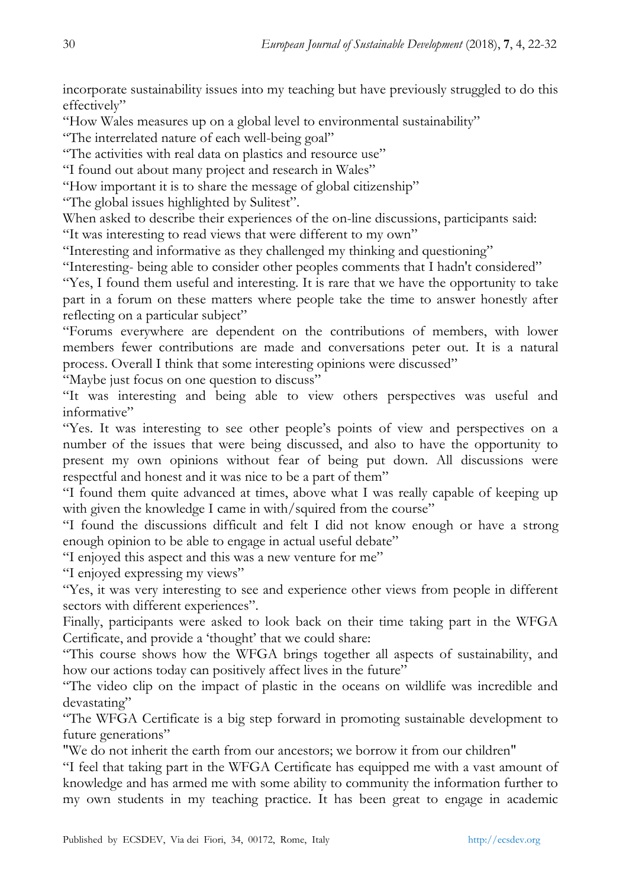incorporate sustainability issues into my teaching but have previously struggled to do this effectively"

"How Wales measures up on a global level to environmental sustainability"

"The interrelated nature of each well-being goal"

"The activities with real data on plastics and resource use"

"I found out about many project and research in Wales"

"How important it is to share the message of global citizenship"

"The global issues highlighted by Sulitest".

When asked to describe their experiences of the on-line discussions, participants said:

"It was interesting to read views that were different to my own"

"Interesting and informative as they challenged my thinking and questioning"

"Interesting- being able to consider other peoples comments that I hadn't considered"

"Yes, I found them useful and interesting. It is rare that we have the opportunity to take part in a forum on these matters where people take the time to answer honestly after reflecting on a particular subject"

"Forums everywhere are dependent on the contributions of members, with lower members fewer contributions are made and conversations peter out. It is a natural process. Overall I think that some interesting opinions were discussed"

"Maybe just focus on one question to discuss"

"It was interesting and being able to view others perspectives was useful and informative"

"Yes. It was interesting to see other people's points of view and perspectives on a number of the issues that were being discussed, and also to have the opportunity to present my own opinions without fear of being put down. All discussions were respectful and honest and it was nice to be a part of them"

"I found them quite advanced at times, above what I was really capable of keeping up with given the knowledge I came in with/squired from the course"

"I found the discussions difficult and felt I did not know enough or have a strong enough opinion to be able to engage in actual useful debate"

"I enjoyed this aspect and this was a new venture for me"

"I enjoyed expressing my views"

"Yes, it was very interesting to see and experience other views from people in different sectors with different experiences".

Finally, participants were asked to look back on their time taking part in the WFGA Certificate, and provide a 'thought' that we could share:

"This course shows how the WFGA brings together all aspects of sustainability, and how our actions today can positively affect lives in the future"

"The video clip on the impact of plastic in the oceans on wildlife was incredible and devastating"

"The WFGA Certificate is a big step forward in promoting sustainable development to future generations"

"We do not inherit the earth from our ancestors; we borrow it from our children"

"I feel that taking part in the WFGA Certificate has equipped me with a vast amount of knowledge and has armed me with some ability to community the information further to my own students in my teaching practice. It has been great to engage in academic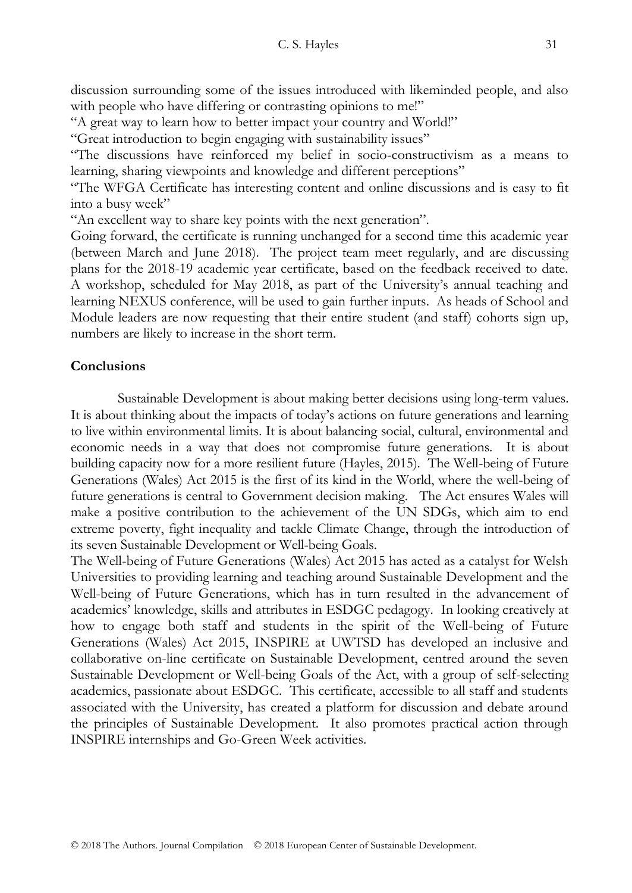discussion surrounding some of the issues introduced with likeminded people, and also with people who have differing or contrasting opinions to me!"

"A great way to learn how to better impact your country and World!"

"Great introduction to begin engaging with sustainability issues"

"The discussions have reinforced my belief in socio-constructivism as a means to learning, sharing viewpoints and knowledge and different perceptions"

"The WFGA Certificate has interesting content and online discussions and is easy to fit into a busy week"

"An excellent way to share key points with the next generation".

Going forward, the certificate is running unchanged for a second time this academic year (between March and June 2018). The project team meet regularly, and are discussing plans for the 2018-19 academic year certificate, based on the feedback received to date. A workshop, scheduled for May 2018, as part of the University's annual teaching and learning NEXUS conference, will be used to gain further inputs. As heads of School and Module leaders are now requesting that their entire student (and staff) cohorts sign up, numbers are likely to increase in the short term.

## Conclusions

Sustainable Development is about making better decisions using long-term values. It is about thinking about the impacts of today's actions on future generations and learning to live within environmental limits. It is about balancing social, cultural, environmental and economic needs in a way that does not compromise future generations. It is about building capacity now for a more resilient future (Hayles, 2015). The Well-being of Future Generations (Wales) Act 2015 is the first of its kind in the World, where the well-being of future generations is central to Government decision making. The Act ensures Wales will make a positive contribution to the achievement of the UN SDGs, which aim to end extreme poverty, fight inequality and tackle Climate Change, through the introduction of its seven Sustainable Development or Well-being Goals.

The Well-being of Future Generations (Wales) Act 2015 has acted as a catalyst for Welsh Universities to providing learning and teaching around Sustainable Development and the Well-being of Future Generations, which has in turn resulted in the advancement of academics' knowledge, skills and attributes in ESDGC pedagogy. In looking creatively at how to engage both staff and students in the spirit of the Well-being of Future Generations (Wales) Act 2015, INSPIRE at UWTSD has developed an inclusive and collaborative on-line certificate on Sustainable Development, centred around the seven Sustainable Development or Well-being Goals of the Act, with a group of self-selecting academics, passionate about ESDGC. This certificate, accessible to all staff and students associated with the University, has created a platform for discussion and debate around the principles of Sustainable Development. It also promotes practical action through INSPIRE internships and Go-Green Week activities.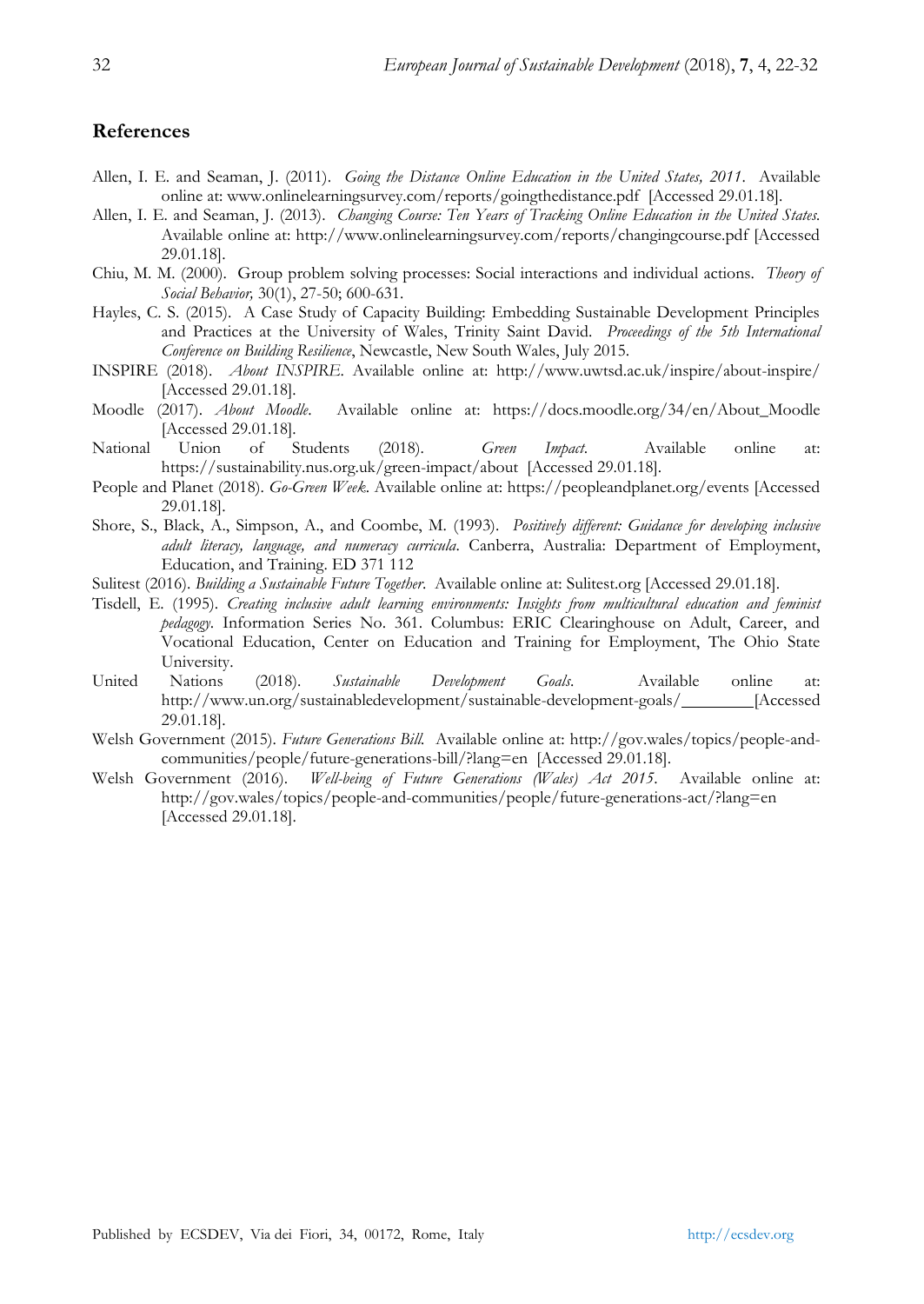## References

Allen, I. E. and Seaman, J. (2011). *Going the Distance Online Education in the United States, 2011*. Available online at: www.onlinelearningsurvey.com/reports/goingthedistance.pdf [Accessed 29.01.18].

Allen, I. E. and Seaman, J. (2013). *Changing Course: Ten Years of Tracking Online Education in the United States.* Available online at: http://www.onlinelearningsurvey.com/reports/changingcourse.pdf [Accessed 29.01.18].

Chiu, M. M. (2000). Group problem solving processes: Social interactions and individual actions. *Theory of Social Behavior,* 30(1), 27-50; 600-631.

Hayles, C. S. (2015). A Case Study of Capacity Building: Embedding Sustainable Development Principles and Practices at the University of Wales, Trinity Saint David. *Proceedings of the 5th International Conference on Building Resilience*, Newcastle, New South Wales, July 2015.

INSPIRE (2018). *About INSPIRE*. Available online at: http://www.uwtsd.ac.uk/inspire/about-inspire/ [Accessed 29.01.18].

Moodle (2017). *About Moodle*. Available online at: https://docs.moodle.org/34/en/About_Moodle [Accessed 29.01.18].

National Union of Students (2018). *Green Impact*. Available online at: https://sustainability.nus.org.uk/green-impact/about [Accessed 29.01.18].

People and Planet (2018). *Go-Green Week*. Available online at: https://peopleandplanet.org/events [Accessed 29.01.18].

Shore, S., Black, A., Simpson, A., and Coombe, M. (1993). *Positively different: Guidance for developing inclusive adult literacy, language, and numeracy curricula*. Canberra, Australia: Department of Employment, Education, and Training. ED 371 112

Sulitest (2016). *Building a Sustainable Future Together*. Available online at: Sulitest.org [Accessed 29.01.18].

Tisdell, E. (1995). *Creating inclusive adult learning environments: Insights from multicultural education and feminist pedagogy*. Information Series No. 361. Columbus: ERIC Clearinghouse on Adult, Career, and Vocational Education, Center on Education and Training for Employment, The Ohio State University.

United Nations (2018). *Sustainable Development Goals*. Available online at: http://www.un.org/sustainabledevelopment/sustainable-development-goals/ [Accessed 29.01.18].

Welsh Government (2015). *Future Generations Bill.* Available online at: http://gov.wales/topics/people-and-communities/people/future-generations-bill/?lang=en [Accessed 29.01.18].

Welsh Government (2016). *Well-being of Future Generations (Wales) Act 2015*. Available online at: http://gov.wales/topics/people-and-communities/people/future-generations-act/?lang=en [Accessed 29.01.18].